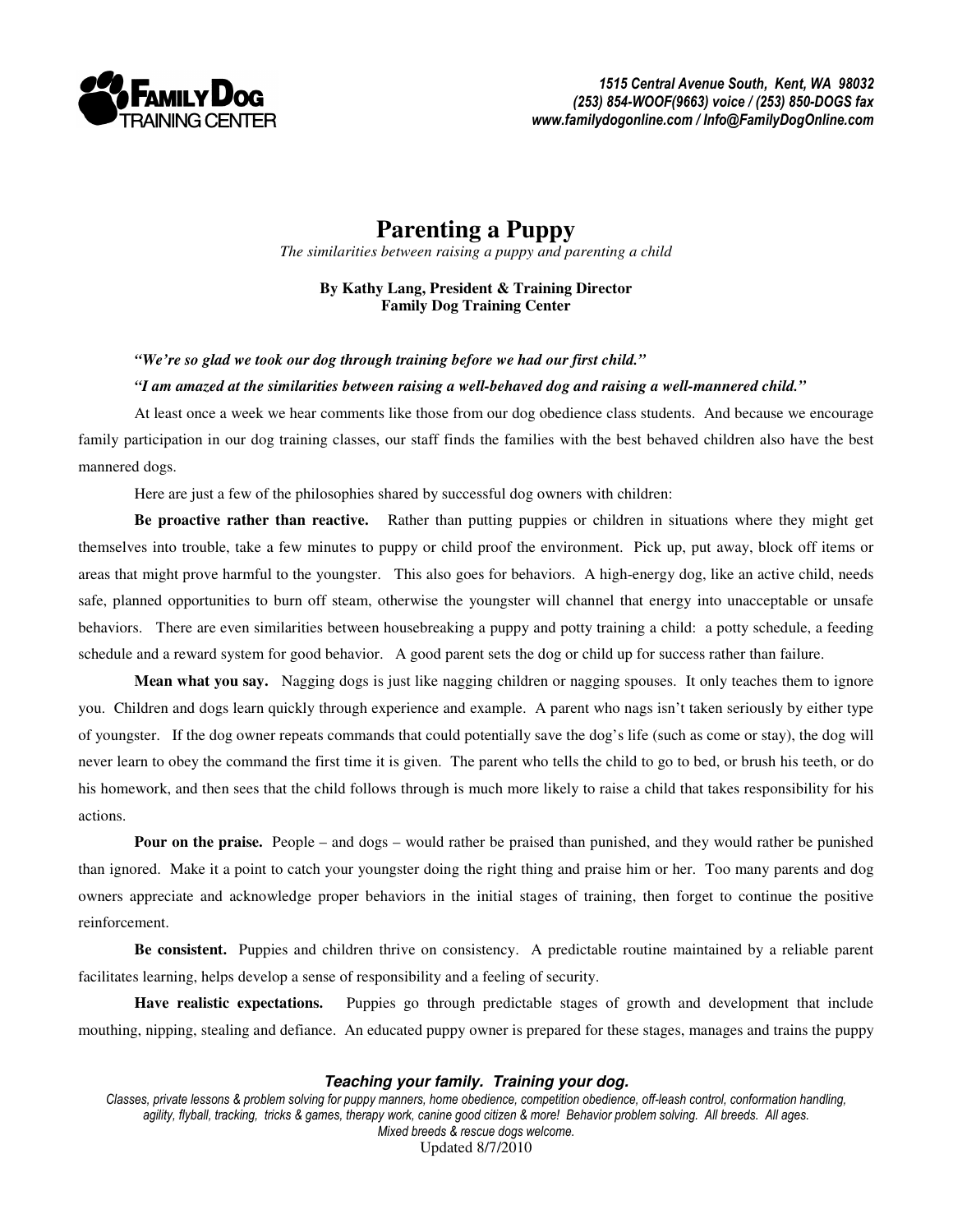FAMILY DOG TRAINING CENTER

*1515 Central Avenue South, Kent, WA 98032*
*(253) 854-WOOF(9663) voice / (253) 850-DOGS fax*
*www.familydogonline.com / Info@FamilyDogOnline.com*

# Parenting a Puppy

*The similarities between raising a puppy and parenting a child*

**By Kathy Lang, President & Training Director**
**Family Dog Training Center**

***"We're so glad we took our dog through training before we had our first child."***

***"I am amazed at the similarities between raising a well-behaved dog and raising a well-mannered child."***

At least once a week we hear comments like those from our dog obedience class students. And because we encourage family participation in our dog training classes, our staff finds the families with the best behaved children also have the best mannered dogs.

Here are just a few of the philosophies shared by successful dog owners with children:

**Be proactive rather than reactive.** Rather than putting puppies or children in situations where they might get themselves into trouble, take a few minutes to puppy or child proof the environment. Pick up, put away, block off items or areas that might prove harmful to the youngster. This also goes for behaviors. A high-energy dog, like an active child, needs safe, planned opportunities to burn off steam, otherwise the youngster will channel that energy into unacceptable or unsafe behaviors. There are even similarities between housebreaking a puppy and potty training a child: a potty schedule, a feeding schedule and a reward system for good behavior. A good parent sets the dog or child up for success rather than failure.

**Mean what you say.** Nagging dogs is just like nagging children or nagging spouses. It only teaches them to ignore you. Children and dogs learn quickly through experience and example. A parent who nags isn't taken seriously by either type of youngster. If the dog owner repeats commands that could potentially save the dog's life (such as come or stay), the dog will never learn to obey the command the first time it is given. The parent who tells the child to go to bed, or brush his teeth, or do his homework, and then sees that the child follows through is much more likely to raise a child that takes responsibility for his actions.

**Pour on the praise.** People – and dogs – would rather be praised than punished, and they would rather be punished than ignored. Make it a point to catch your youngster doing the right thing and praise him or her. Too many parents and dog owners appreciate and acknowledge proper behaviors in the initial stages of training, then forget to continue the positive reinforcement.

**Be consistent.** Puppies and children thrive on consistency. A predictable routine maintained by a reliable parent facilitates learning, helps develop a sense of responsibility and a feeling of security.

**Have realistic expectations.** Puppies go through predictable stages of growth and development that include mouthing, nipping, stealing and defiance. An educated puppy owner is prepared for these stages, manages and trains the puppy

***Teaching your family. Training your dog.***

*Classes, private lessons & problem solving for puppy manners, home obedience, competition obedience, off-leash control, conformation handling, agility, flyball, tracking, tricks & games, therapy work, canine good citizen & more! Behavior problem solving. All breeds. All ages. Mixed breeds & rescue dogs welcome.*

Updated 8/7/2010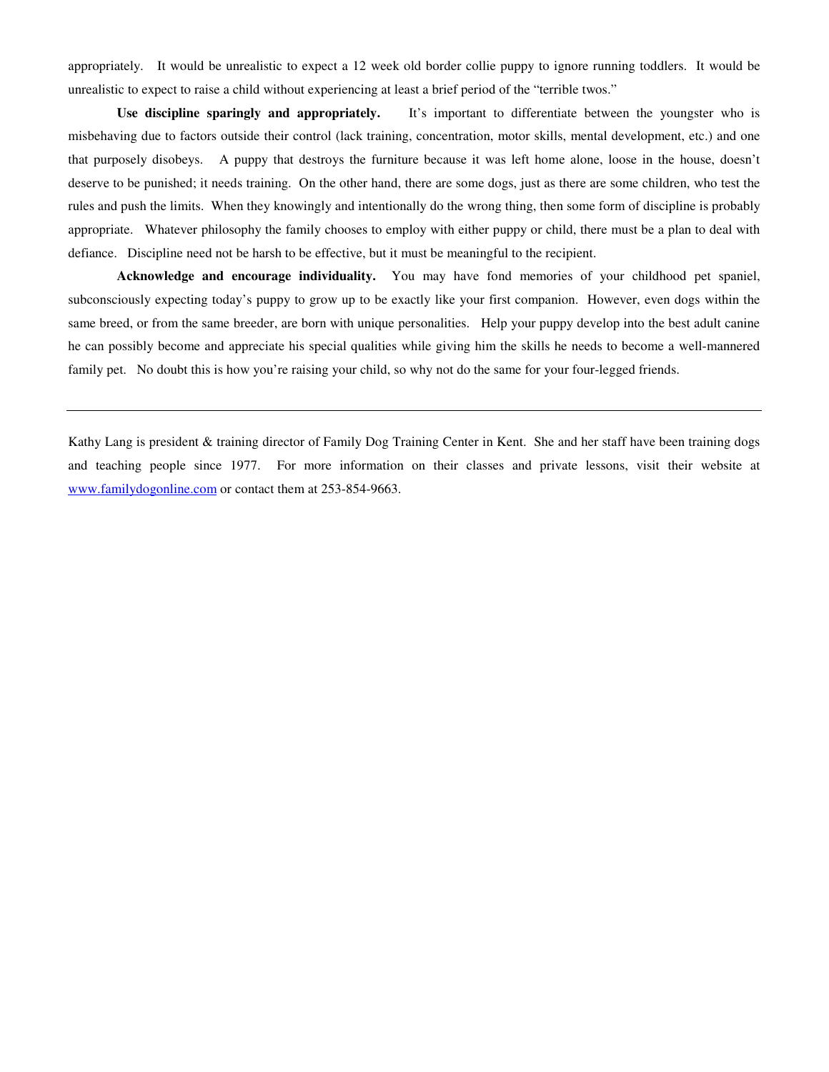appropriately. It would be unrealistic to expect a 12 week old border collie puppy to ignore running toddlers. It would be unrealistic to expect to raise a child without experiencing at least a brief period of the "terrible twos."

**Use discipline sparingly and appropriately.** It's important to differentiate between the youngster who is misbehaving due to factors outside their control (lack training, concentration, motor skills, mental development, etc.) and one that purposely disobeys. A puppy that destroys the furniture because it was left home alone, loose in the house, doesn't deserve to be punished; it needs training. On the other hand, there are some dogs, just as there are some children, who test the rules and push the limits. When they knowingly and intentionally do the wrong thing, then some form of discipline is probably appropriate. Whatever philosophy the family chooses to employ with either puppy or child, there must be a plan to deal with defiance. Discipline need not be harsh to be effective, but it must be meaningful to the recipient.

**Acknowledge and encourage individuality.** You may have fond memories of your childhood pet spaniel, subconsciously expecting today's puppy to grow up to be exactly like your first companion. However, even dogs within the same breed, or from the same breeder, are born with unique personalities. Help your puppy develop into the best adult canine he can possibly become and appreciate his special qualities while giving him the skills he needs to become a well-mannered family pet. No doubt this is how you're raising your child, so why not do the same for your four-legged friends.

---

Kathy Lang is president & training director of Family Dog Training Center in Kent. She and her staff have been training dogs and teaching people since 1977. For more information on their classes and private lessons, visit their website at www.familydogonline.com or contact them at 253-854-9663.